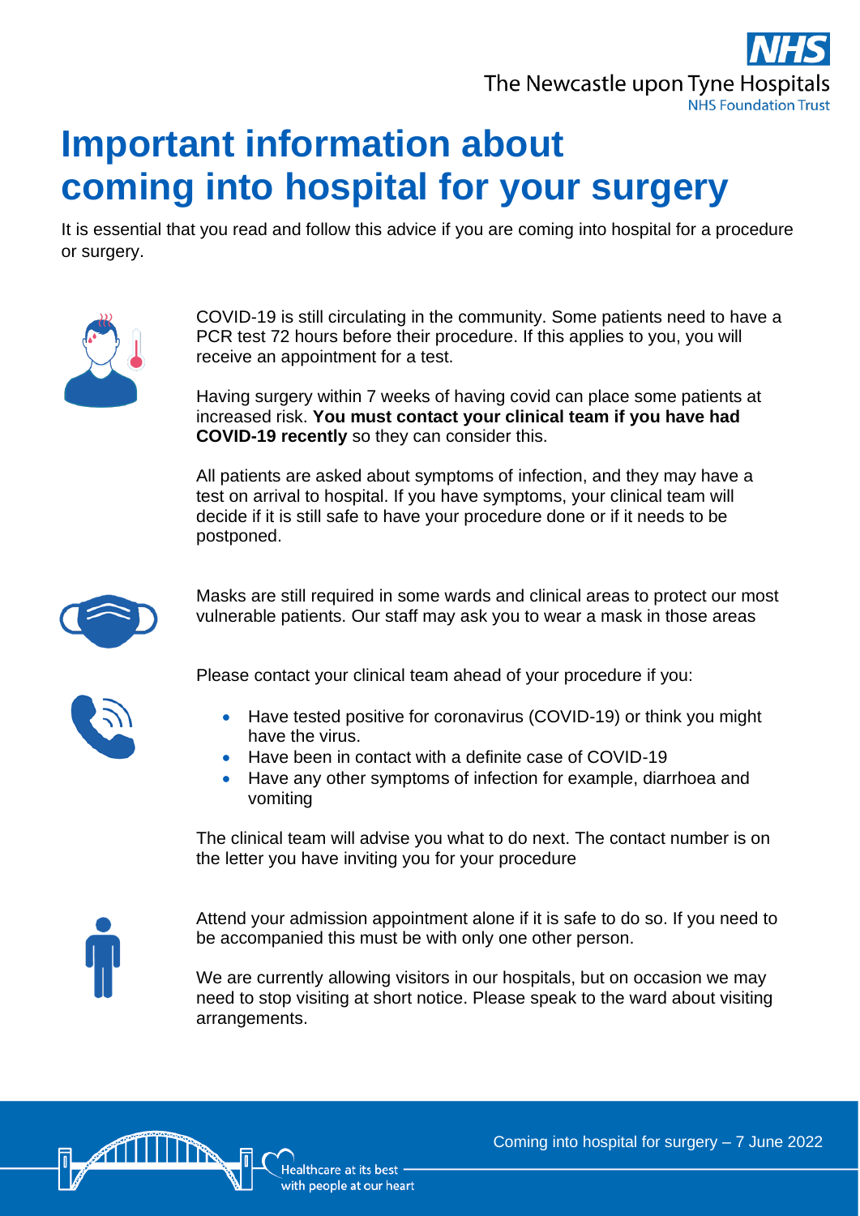# Important information about coming into hospital for your surgery

It is essential that you read and follow this advice if you are coming into hospital for a procedure or surgery.

COVID-19 is still circulating in the community. Some patients need to have a PCR test 72 hours before their procedure. If this applies to you, you will receive an appointment for a test.

Having surgery within 7 weeks of having covid can place some patients at increased risk. **You must contact your clinical team if you have had COVID-19 recently** so they can consider this.

All patients are asked about symptoms of infection, and they may have a test on arrival to hospital. If you have symptoms, your clinical team will decide if it is still safe to have your procedure done or if it needs to be postponed.

Masks are still required in some wards and clinical areas to protect our most vulnerable patients. Our staff may ask you to wear a mask in those areas

Please contact your clinical team ahead of your procedure if you:

- Have tested positive for coronavirus (COVID-19) or think you might have the virus.
- Have been in contact with a definite case of COVID-19
- Have any other symptoms of infection for example, diarrhoea and vomiting

The clinical team will advise you what to do next. The contact number is on the letter you have inviting you for your procedure

Attend your admission appointment alone if it is safe to do so. If you need to be accompanied this must be with only one other person.

We are currently allowing visitors in our hospitals, but on occasion we may need to stop visiting at short notice. Please speak to the ward about visiting arrangements.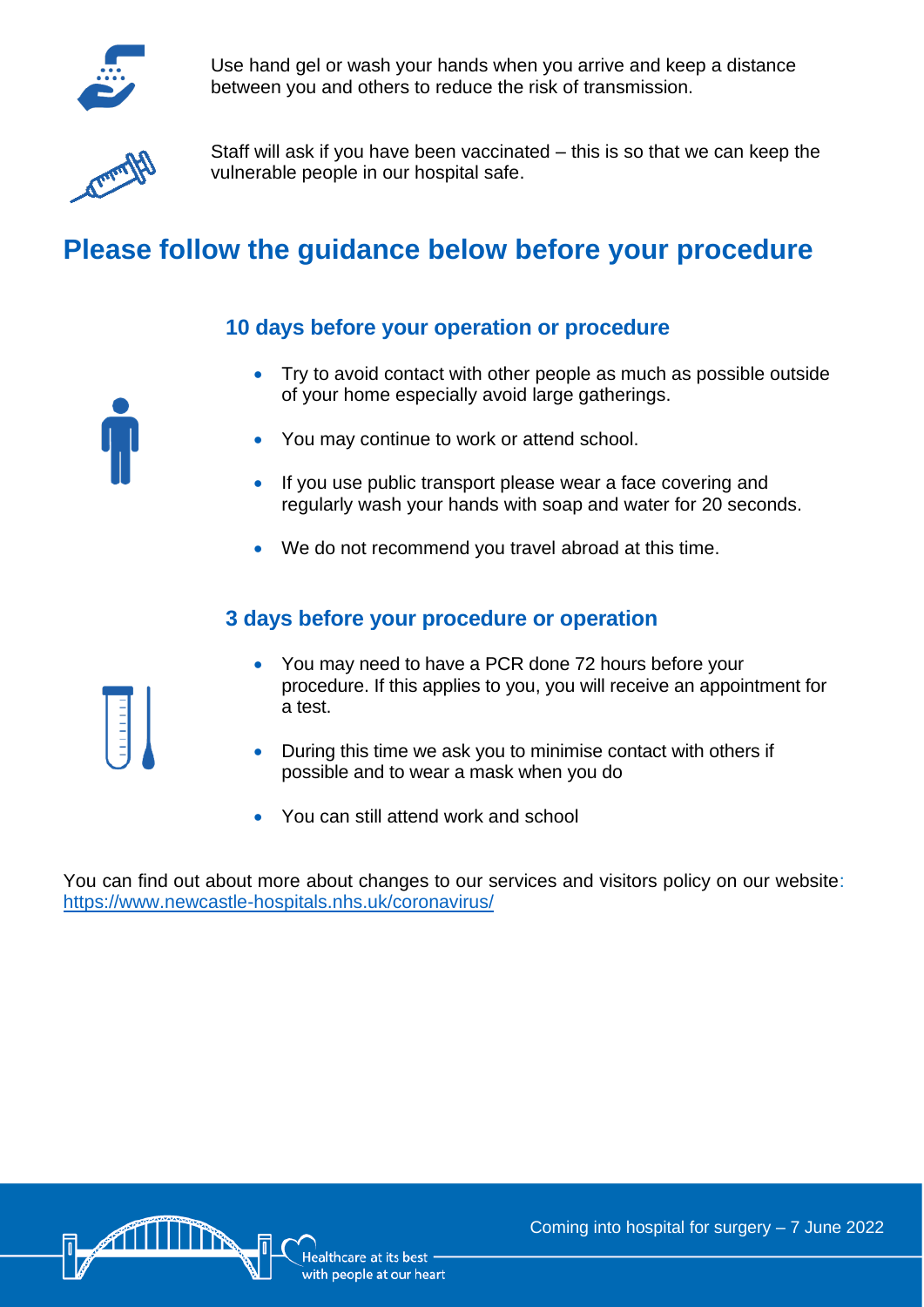Use hand gel or wash your hands when you arrive and keep a distance between you and others to reduce the risk of transmission.

Staff will ask if you have been vaccinated – this is so that we can keep the vulnerable people in our hospital safe.

# Please follow the guidance below before your procedure

## 10 days before your operation or procedure

- Try to avoid contact with other people as much as possible outside of your home especially avoid large gatherings.
- You may continue to work or attend school.
- If you use public transport please wear a face covering and regularly wash your hands with soap and water for 20 seconds.
- We do not recommend you travel abroad at this time.

## 3 days before your procedure or operation

- You may need to have a PCR done 72 hours before your procedure. If this applies to you, you will receive an appointment for a test.
- During this time we ask you to minimise contact with others if possible and to wear a mask when you do
- You can still attend work and school

You can find out about more about changes to our services and visitors policy on our website: https://www.newcastle-hospitals.nhs.uk/coronavirus/